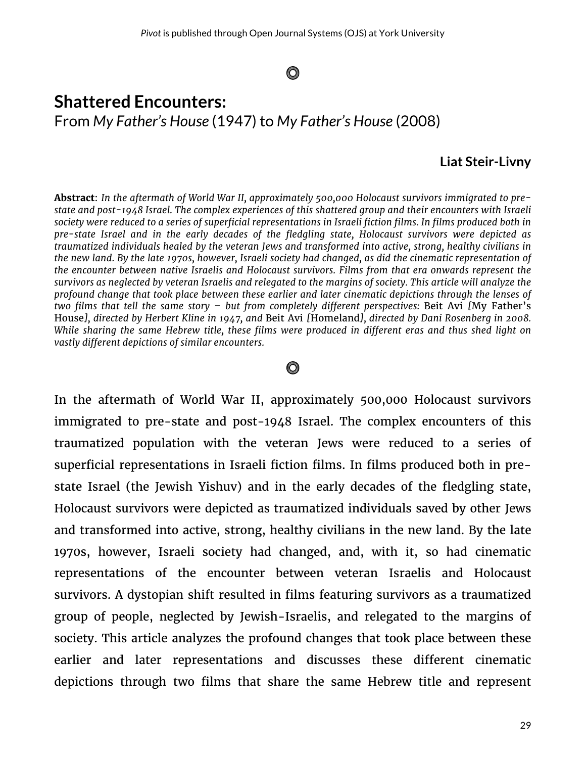# Shattered Encounters:

From *My Father's House* (1947) to *My Father's House* (2008)

**Liat Steir-Livny**

**Abstract**: *In the aftermath of World War II, approximately 500,000 Holocaust survivors immigrated to pre-state and post-1948 Israel. The complex experiences of this shattered group and their encounters with Israeli society were reduced to a series of superficial representations in Israeli fiction films. In films produced both in pre-state Israel and in the early decades of the fledgling state, Holocaust survivors were depicted as traumatized individuals healed by the veteran Jews and transformed into active, strong, healthy civilians in the new land. By the late 1970s, however, Israeli society had changed, as did the cinematic representation of the encounter between native Israelis and Holocaust survivors. Films from that era onwards represent the survivors as neglected by veteran Israelis and relegated to the margins of society. This article will analyze the profound change that took place between these earlier and later cinematic depictions through the lenses of two films that tell the same story – but from completely different perspectives:* Beit Avi *[*My Father's House*], directed by Herbert Kline in 1947, and* Beit Avi *[*Homeland*], directed by Dani Rosenberg in 2008. While sharing the same Hebrew title, these films were produced in different eras and thus shed light on vastly different depictions of similar encounters.*

In the aftermath of World War II, approximately 500,000 Holocaust survivors immigrated to pre-state and post-1948 Israel. The complex encounters of this traumatized population with the veteran Jews were reduced to a series of superficial representations in Israeli fiction films. In films produced both in pre-state Israel (the Jewish Yishuv) and in the early decades of the fledgling state, Holocaust survivors were depicted as traumatized individuals saved by other Jews and transformed into active, strong, healthy civilians in the new land. By the late 1970s, however, Israeli society had changed, and, with it, so had cinematic representations of the encounter between veteran Israelis and Holocaust survivors. A dystopian shift resulted in films featuring survivors as a traumatized group of people, neglected by Jewish-Israelis, and relegated to the margins of society. This article analyzes the profound changes that took place between these earlier and later representations and discusses these different cinematic depictions through two films that share the same Hebrew title and represent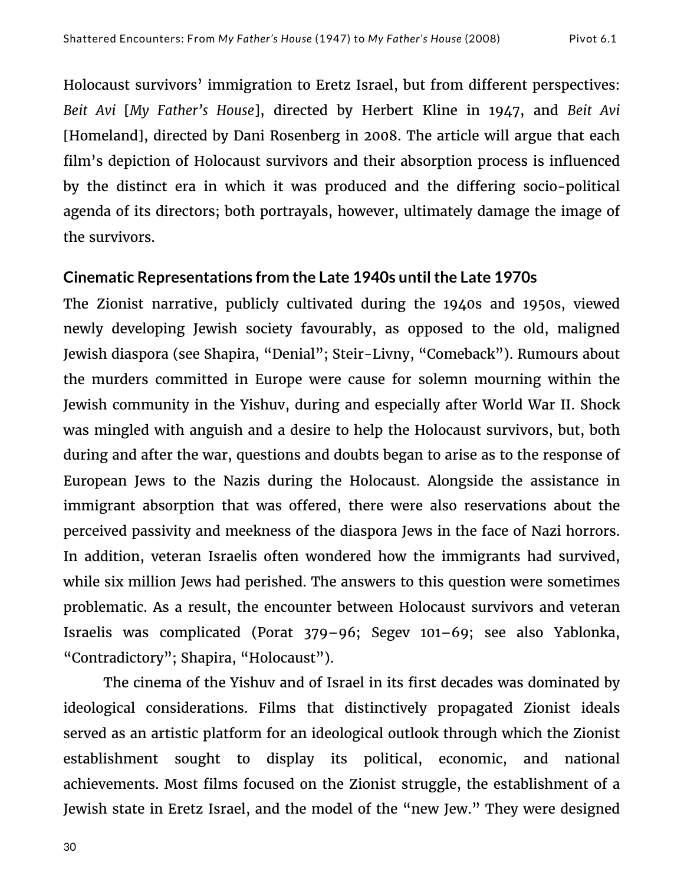Holocaust survivors' immigration to Eretz Israel, but from different perspectives: *Beit Avi* [*My Father's House*], directed by Herbert Kline in 1947, and *Beit Avi* [Homeland], directed by Dani Rosenberg in 2008. The article will argue that each film's depiction of Holocaust survivors and their absorption process is influenced by the distinct era in which it was produced and the differing socio-political agenda of its directors; both portrayals, however, ultimately damage the image of the survivors.

### Cinematic Representations from the Late 1940s until the Late 1970s

The Zionist narrative, publicly cultivated during the 1940s and 1950s, viewed newly developing Jewish society favourably, as opposed to the old, maligned Jewish diaspora (see Shapira, "Denial"; Steir-Livny, "Comeback"). Rumours about the murders committed in Europe were cause for solemn mourning within the Jewish community in the Yishuv, during and especially after World War II. Shock was mingled with anguish and a desire to help the Holocaust survivors, but, both during and after the war, questions and doubts began to arise as to the response of European Jews to the Nazis during the Holocaust. Alongside the assistance in immigrant absorption that was offered, there were also reservations about the perceived passivity and meekness of the diaspora Jews in the face of Nazi horrors. In addition, veteran Israelis often wondered how the immigrants had survived, while six million Jews had perished. The answers to this question were sometimes problematic. As a result, the encounter between Holocaust survivors and veteran Israelis was complicated (Porat 379–96; Segev 101–69; see also Yablonka, "Contradictory"; Shapira, "Holocaust").

The cinema of the Yishuv and of Israel in its first decades was dominated by ideological considerations. Films that distinctively propagated Zionist ideals served as an artistic platform for an ideological outlook through which the Zionist establishment sought to display its political, economic, and national achievements. Most films focused on the Zionist struggle, the establishment of a Jewish state in Eretz Israel, and the model of the "new Jew." They were designed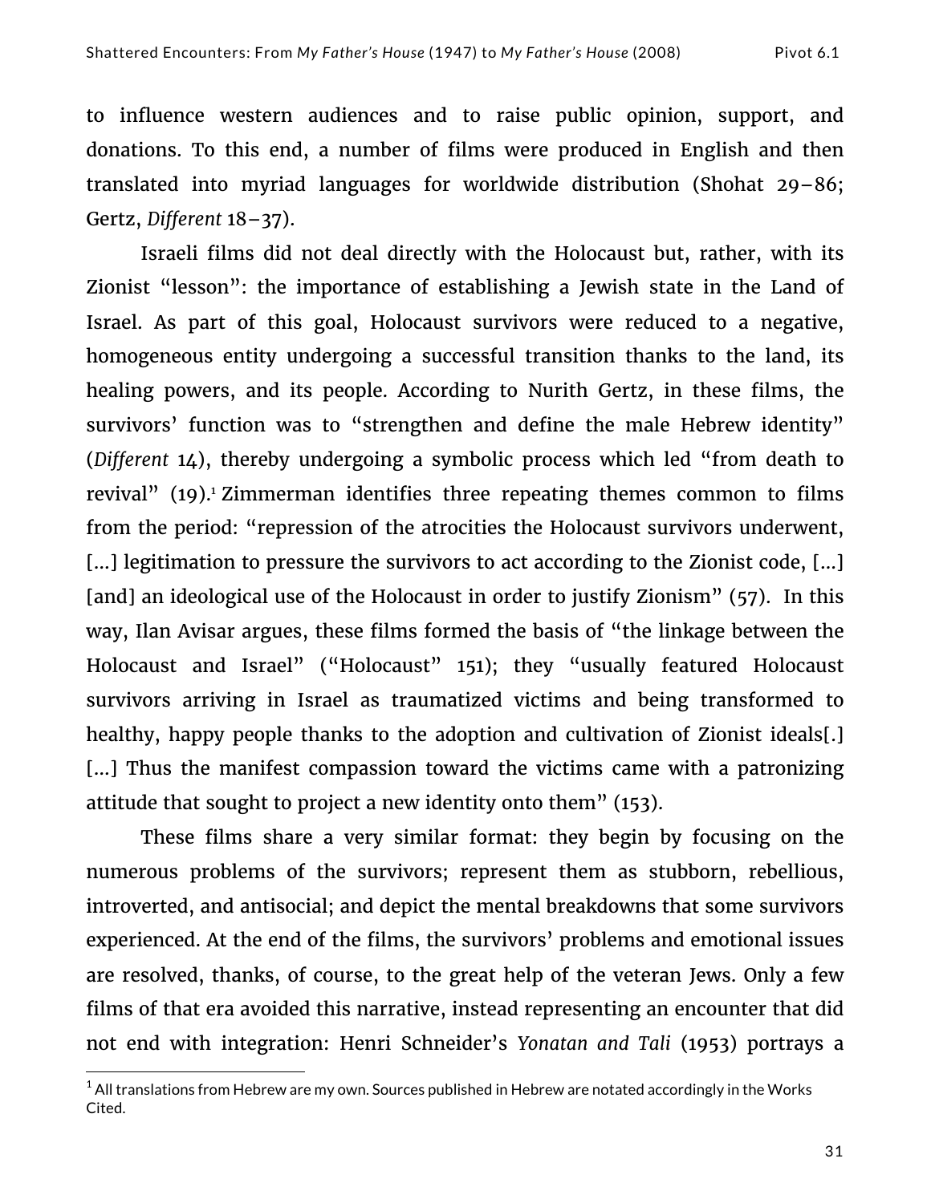to influence western audiences and to raise public opinion, support, and donations. To this end, a number of films were produced in English and then translated into myriad languages for worldwide distribution (Shohat 29–86; Gertz, *Different* 18–37).

Israeli films did not deal directly with the Holocaust but, rather, with its Zionist "lesson": the importance of establishing a Jewish state in the Land of Israel. As part of this goal, Holocaust survivors were reduced to a negative, homogeneous entity undergoing a successful transition thanks to the land, its healing powers, and its people. According to Nurith Gertz, in these films, the survivors' function was to "strengthen and define the male Hebrew identity" (*Different* 14), thereby undergoing a symbolic process which led "from death to revival" (19).[1] Zimmerman identifies three repeating themes common to films from the period: "repression of the atrocities the Holocaust survivors underwent, [...] legitimation to pressure the survivors to act according to the Zionist code, [...] [and] an ideological use of the Holocaust in order to justify Zionism" (57). In this way, Ilan Avisar argues, these films formed the basis of "the linkage between the Holocaust and Israel" ("Holocaust" 151); they "usually featured Holocaust survivors arriving in Israel as traumatized victims and being transformed to healthy, happy people thanks to the adoption and cultivation of Zionist ideals[.] [...] Thus the manifest compassion toward the victims came with a patronizing attitude that sought to project a new identity onto them" (153).

These films share a very similar format: they begin by focusing on the numerous problems of the survivors; represent them as stubborn, rebellious, introverted, and antisocial; and depict the mental breakdowns that some survivors experienced. At the end of the films, the survivors' problems and emotional issues are resolved, thanks, of course, to the great help of the veteran Jews. Only a few films of that era avoided this narrative, instead representing an encounter that did not end with integration: Henri Schneider's *Yonatan and Tali* (1953) portrays a

---

[1] All translations from Hebrew are my own. Sources published in Hebrew are notated accordingly in the Works Cited.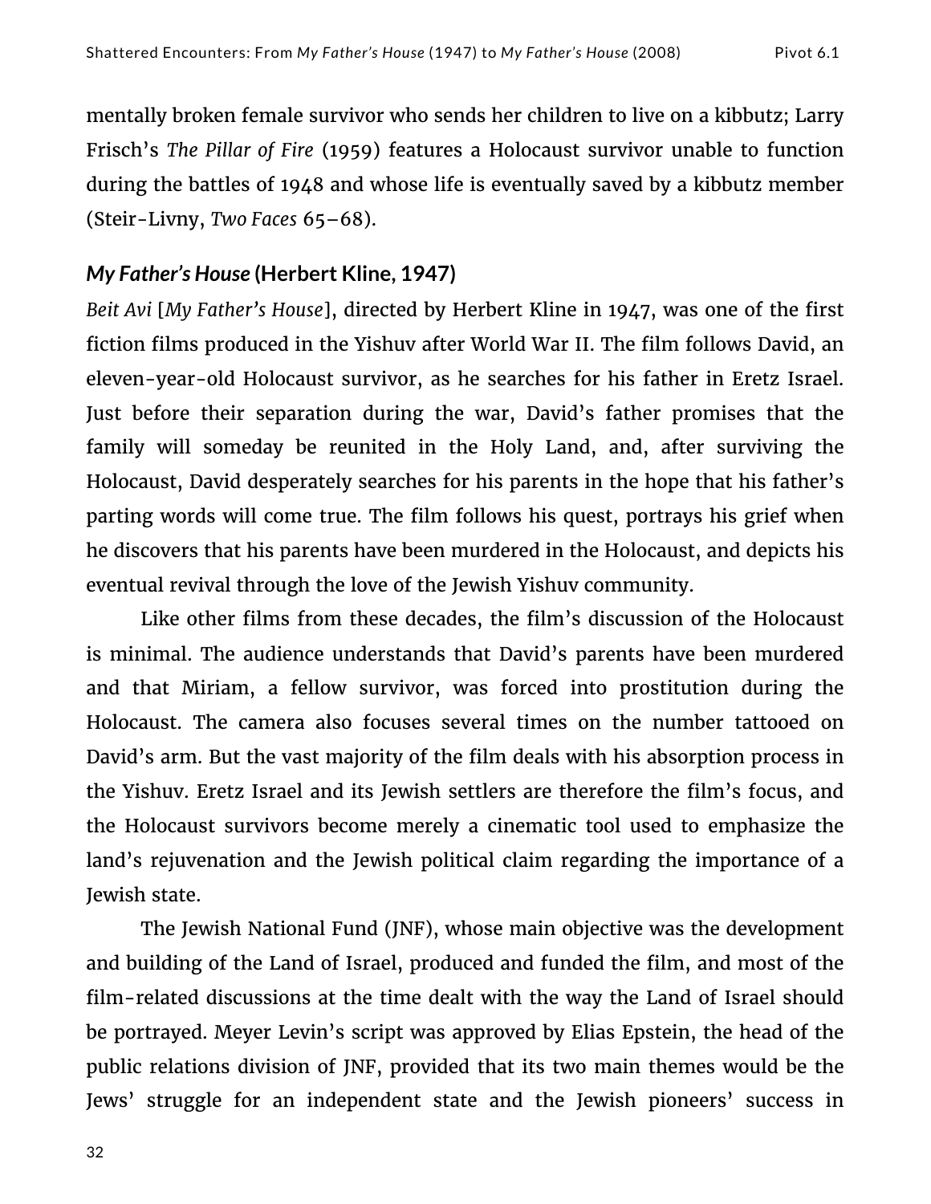mentally broken female survivor who sends her children to live on a kibbutz; Larry Frisch's *The Pillar of Fire* (1959) features a Holocaust survivor unable to function during the battles of 1948 and whose life is eventually saved by a kibbutz member (Steir-Livny, *Two Faces* 65–68).

### *My Father's House* (Herbert Kline, 1947)

*Beit Avi* [*My Father's House*], directed by Herbert Kline in 1947, was one of the first fiction films produced in the Yishuv after World War II. The film follows David, an eleven-year-old Holocaust survivor, as he searches for his father in Eretz Israel. Just before their separation during the war, David's father promises that the family will someday be reunited in the Holy Land, and, after surviving the Holocaust, David desperately searches for his parents in the hope that his father's parting words will come true. The film follows his quest, portrays his grief when he discovers that his parents have been murdered in the Holocaust, and depicts his eventual revival through the love of the Jewish Yishuv community.

Like other films from these decades, the film's discussion of the Holocaust is minimal. The audience understands that David's parents have been murdered and that Miriam, a fellow survivor, was forced into prostitution during the Holocaust. The camera also focuses several times on the number tattooed on David's arm. But the vast majority of the film deals with his absorption process in the Yishuv. Eretz Israel and its Jewish settlers are therefore the film's focus, and the Holocaust survivors become merely a cinematic tool used to emphasize the land's rejuvenation and the Jewish political claim regarding the importance of a Jewish state.

The Jewish National Fund (JNF), whose main objective was the development and building of the Land of Israel, produced and funded the film, and most of the film-related discussions at the time dealt with the way the Land of Israel should be portrayed. Meyer Levin's script was approved by Elias Epstein, the head of the public relations division of JNF, provided that its two main themes would be the Jews' struggle for an independent state and the Jewish pioneers' success in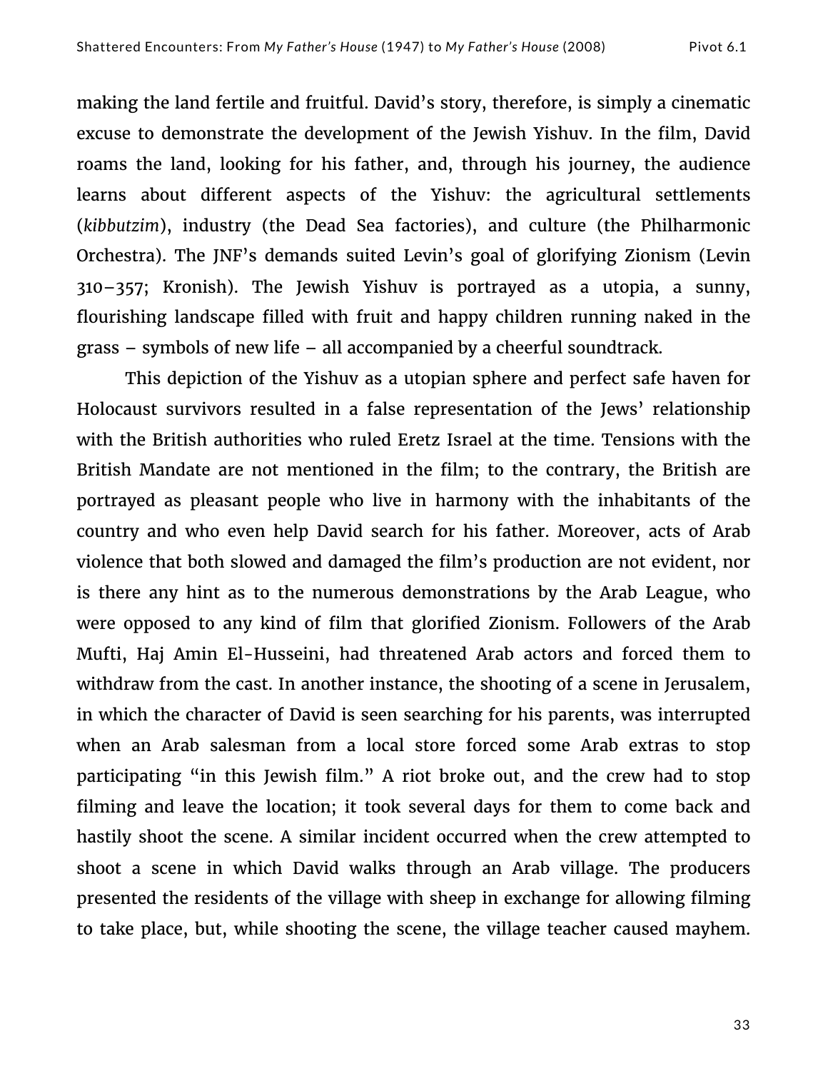making the land fertile and fruitful. David's story, therefore, is simply a cinematic excuse to demonstrate the development of the Jewish Yishuv. In the film, David roams the land, looking for his father, and, through his journey, the audience learns about different aspects of the Yishuv: the agricultural settlements (*kibbutzim*), industry (the Dead Sea factories), and culture (the Philharmonic Orchestra). The JNF's demands suited Levin's goal of glorifying Zionism (Levin 310–357; Kronish). The Jewish Yishuv is portrayed as a utopia, a sunny, flourishing landscape filled with fruit and happy children running naked in the grass – symbols of new life – all accompanied by a cheerful soundtrack.

This depiction of the Yishuv as a utopian sphere and perfect safe haven for Holocaust survivors resulted in a false representation of the Jews' relationship with the British authorities who ruled Eretz Israel at the time. Tensions with the British Mandate are not mentioned in the film; to the contrary, the British are portrayed as pleasant people who live in harmony with the inhabitants of the country and who even help David search for his father. Moreover, acts of Arab violence that both slowed and damaged the film's production are not evident, nor is there any hint as to the numerous demonstrations by the Arab League, who were opposed to any kind of film that glorified Zionism. Followers of the Arab Mufti, Haj Amin El-Husseini, had threatened Arab actors and forced them to withdraw from the cast. In another instance, the shooting of a scene in Jerusalem, in which the character of David is seen searching for his parents, was interrupted when an Arab salesman from a local store forced some Arab extras to stop participating "in this Jewish film." A riot broke out, and the crew had to stop filming and leave the location; it took several days for them to come back and hastily shoot the scene. A similar incident occurred when the crew attempted to shoot a scene in which David walks through an Arab village. The producers presented the residents of the village with sheep in exchange for allowing filming to take place, but, while shooting the scene, the village teacher caused mayhem.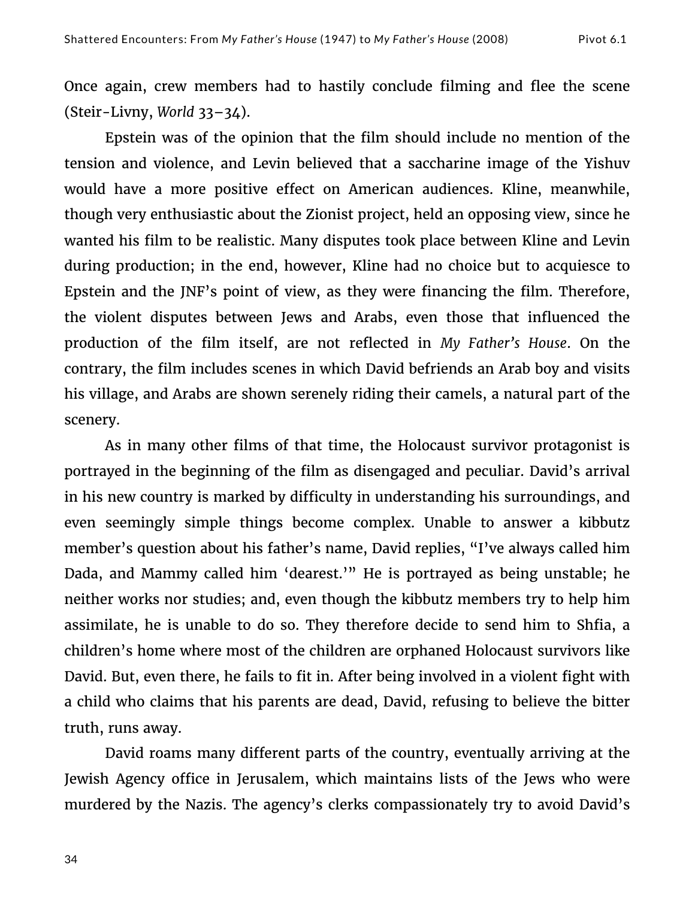Once again, crew members had to hastily conclude filming and flee the scene (Steir-Livny, *World* 33–34).

Epstein was of the opinion that the film should include no mention of the tension and violence, and Levin believed that a saccharine image of the Yishuv would have a more positive effect on American audiences. Kline, meanwhile, though very enthusiastic about the Zionist project, held an opposing view, since he wanted his film to be realistic. Many disputes took place between Kline and Levin during production; in the end, however, Kline had no choice but to acquiesce to Epstein and the JNF's point of view, as they were financing the film. Therefore, the violent disputes between Jews and Arabs, even those that influenced the production of the film itself, are not reflected in *My Father's House*. On the contrary, the film includes scenes in which David befriends an Arab boy and visits his village, and Arabs are shown serenely riding their camels, a natural part of the scenery.

As in many other films of that time, the Holocaust survivor protagonist is portrayed in the beginning of the film as disengaged and peculiar. David's arrival in his new country is marked by difficulty in understanding his surroundings, and even seemingly simple things become complex. Unable to answer a kibbutz member's question about his father's name, David replies, "I've always called him Dada, and Mammy called him 'dearest.'" He is portrayed as being unstable; he neither works nor studies; and, even though the kibbutz members try to help him assimilate, he is unable to do so. They therefore decide to send him to Shfia, a children's home where most of the children are orphaned Holocaust survivors like David. But, even there, he fails to fit in. After being involved in a violent fight with a child who claims that his parents are dead, David, refusing to believe the bitter truth, runs away.

David roams many different parts of the country, eventually arriving at the Jewish Agency office in Jerusalem, which maintains lists of the Jews who were murdered by the Nazis. The agency's clerks compassionately try to avoid David's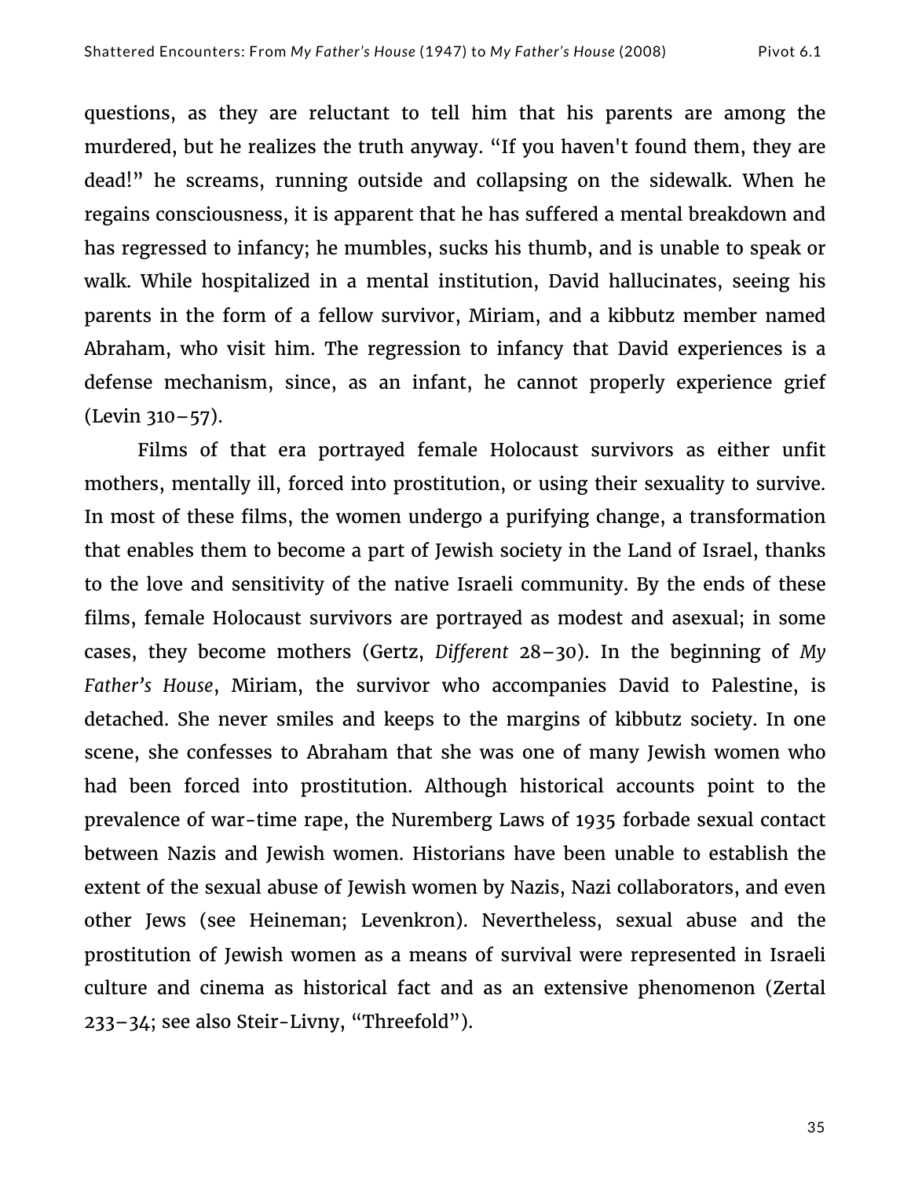questions, as they are reluctant to tell him that his parents are among the murdered, but he realizes the truth anyway. "If you haven't found them, they are dead!" he screams, running outside and collapsing on the sidewalk. When he regains consciousness, it is apparent that he has suffered a mental breakdown and has regressed to infancy; he mumbles, sucks his thumb, and is unable to speak or walk. While hospitalized in a mental institution, David hallucinates, seeing his parents in the form of a fellow survivor, Miriam, and a kibbutz member named Abraham, who visit him. The regression to infancy that David experiences is a defense mechanism, since, as an infant, he cannot properly experience grief (Levin 310–57).

Films of that era portrayed female Holocaust survivors as either unfit mothers, mentally ill, forced into prostitution, or using their sexuality to survive. In most of these films, the women undergo a purifying change, a transformation that enables them to become a part of Jewish society in the Land of Israel, thanks to the love and sensitivity of the native Israeli community. By the ends of these films, female Holocaust survivors are portrayed as modest and asexual; in some cases, they become mothers (Gertz, *Different* 28–30). In the beginning of *My Father's House*, Miriam, the survivor who accompanies David to Palestine, is detached. She never smiles and keeps to the margins of kibbutz society. In one scene, she confesses to Abraham that she was one of many Jewish women who had been forced into prostitution. Although historical accounts point to the prevalence of war-time rape, the Nuremberg Laws of 1935 forbade sexual contact between Nazis and Jewish women. Historians have been unable to establish the extent of the sexual abuse of Jewish women by Nazis, Nazi collaborators, and even other Jews (see Heineman; Levenkron). Nevertheless, sexual abuse and the prostitution of Jewish women as a means of survival were represented in Israeli culture and cinema as historical fact and as an extensive phenomenon (Zertal 233–34; see also Steir-Livny, "Threefold").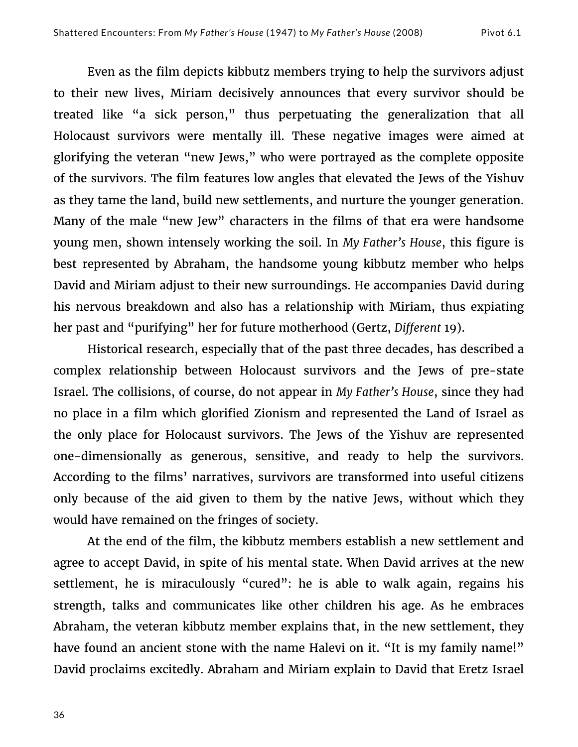Even as the film depicts kibbutz members trying to help the survivors adjust to their new lives, Miriam decisively announces that every survivor should be treated like "a sick person," thus perpetuating the generalization that all Holocaust survivors were mentally ill. These negative images were aimed at glorifying the veteran "new Jews," who were portrayed as the complete opposite of the survivors. The film features low angles that elevated the Jews of the Yishuv as they tame the land, build new settlements, and nurture the younger generation. Many of the male "new Jew" characters in the films of that era were handsome young men, shown intensely working the soil. In *My Father's House*, this figure is best represented by Abraham, the handsome young kibbutz member who helps David and Miriam adjust to their new surroundings. He accompanies David during his nervous breakdown and also has a relationship with Miriam, thus expiating her past and "purifying" her for future motherhood (Gertz, *Different* 19).

Historical research, especially that of the past three decades, has described a complex relationship between Holocaust survivors and the Jews of pre-state Israel. The collisions, of course, do not appear in *My Father's House*, since they had no place in a film which glorified Zionism and represented the Land of Israel as the only place for Holocaust survivors. The Jews of the Yishuv are represented one-dimensionally as generous, sensitive, and ready to help the survivors. According to the films' narratives, survivors are transformed into useful citizens only because of the aid given to them by the native Jews, without which they would have remained on the fringes of society.

At the end of the film, the kibbutz members establish a new settlement and agree to accept David, in spite of his mental state. When David arrives at the new settlement, he is miraculously "cured": he is able to walk again, regains his strength, talks and communicates like other children his age. As he embraces Abraham, the veteran kibbutz member explains that, in the new settlement, they have found an ancient stone with the name Halevi on it. "It is my family name!" David proclaims excitedly. Abraham and Miriam explain to David that Eretz Israel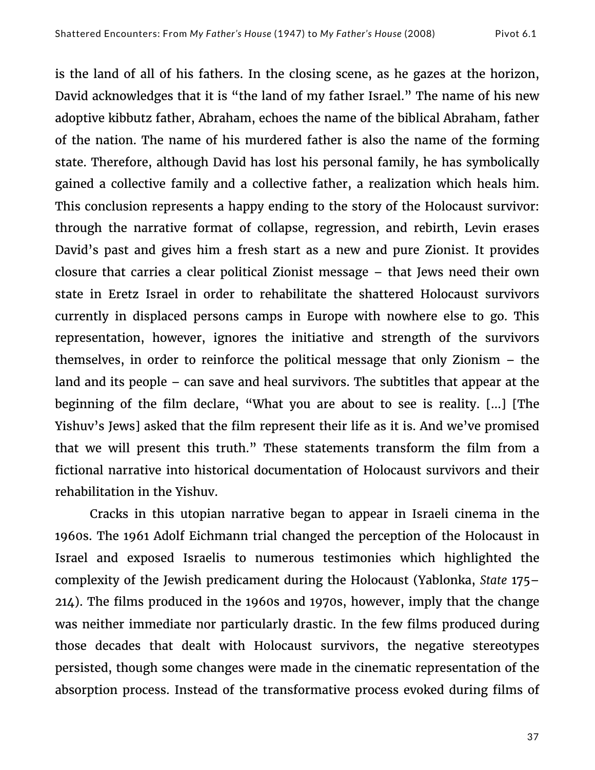is the land of all of his fathers. In the closing scene, as he gazes at the horizon, David acknowledges that it is "the land of my father Israel." The name of his new adoptive kibbutz father, Abraham, echoes the name of the biblical Abraham, father of the nation. The name of his murdered father is also the name of the forming state. Therefore, although David has lost his personal family, he has symbolically gained a collective family and a collective father, a realization which heals him. This conclusion represents a happy ending to the story of the Holocaust survivor: through the narrative format of collapse, regression, and rebirth, Levin erases David's past and gives him a fresh start as a new and pure Zionist. It provides closure that carries a clear political Zionist message – that Jews need their own state in Eretz Israel in order to rehabilitate the shattered Holocaust survivors currently in displaced persons camps in Europe with nowhere else to go. This representation, however, ignores the initiative and strength of the survivors themselves, in order to reinforce the political message that only Zionism – the land and its people – can save and heal survivors. The subtitles that appear at the beginning of the film declare, "What you are about to see is reality. [...] [The Yishuv's Jews] asked that the film represent their life as it is. And we've promised that we will present this truth." These statements transform the film from a fictional narrative into historical documentation of Holocaust survivors and their rehabilitation in the Yishuv.

Cracks in this utopian narrative began to appear in Israeli cinema in the 1960s. The 1961 Adolf Eichmann trial changed the perception of the Holocaust in Israel and exposed Israelis to numerous testimonies which highlighted the complexity of the Jewish predicament during the Holocaust (Yablonka, *State* 175–214). The films produced in the 1960s and 1970s, however, imply that the change was neither immediate nor particularly drastic. In the few films produced during those decades that dealt with Holocaust survivors, the negative stereotypes persisted, though some changes were made in the cinematic representation of the absorption process. Instead of the transformative process evoked during films of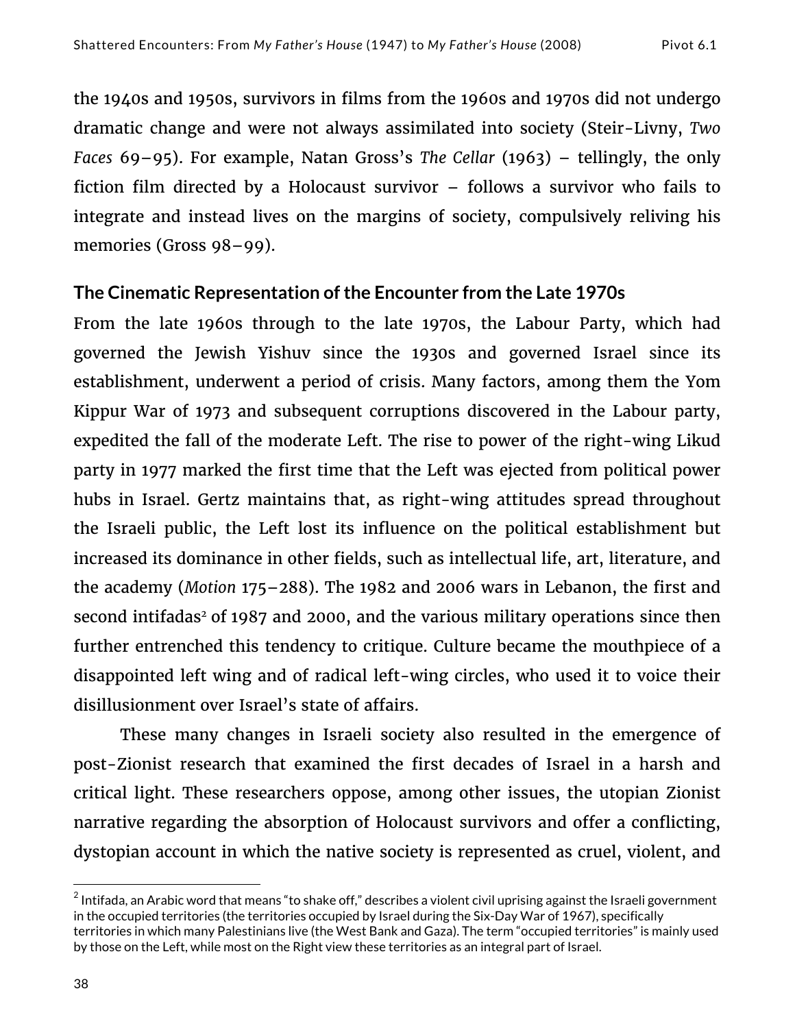the 1940s and 1950s, survivors in films from the 1960s and 1970s did not undergo dramatic change and were not always assimilated into society (Steir-Livny, *Two Faces* 69–95). For example, Natan Gross's *The Cellar* (1963) – tellingly, the only fiction film directed by a Holocaust survivor – follows a survivor who fails to integrate and instead lives on the margins of society, compulsively reliving his memories (Gross 98–99).

## The Cinematic Representation of the Encounter from the Late 1970s

From the late 1960s through to the late 1970s, the Labour Party, which had governed the Jewish Yishuv since the 1930s and governed Israel since its establishment, underwent a period of crisis. Many factors, among them the Yom Kippur War of 1973 and subsequent corruptions discovered in the Labour party, expedited the fall of the moderate Left. The rise to power of the right-wing Likud party in 1977 marked the first time that the Left was ejected from political power hubs in Israel. Gertz maintains that, as right-wing attitudes spread throughout the Israeli public, the Left lost its influence on the political establishment but increased its dominance in other fields, such as intellectual life, art, literature, and the academy (*Motion* 175–288). The 1982 and 2006 wars in Lebanon, the first and second intifadas[2] of 1987 and 2000, and the various military operations since then further entrenched this tendency to critique. Culture became the mouthpiece of a disappointed left wing and of radical left-wing circles, who used it to voice their disillusionment over Israel's state of affairs.

These many changes in Israeli society also resulted in the emergence of post-Zionist research that examined the first decades of Israel in a harsh and critical light. These researchers oppose, among other issues, the utopian Zionist narrative regarding the absorption of Holocaust survivors and offer a conflicting, dystopian account in which the native society is represented as cruel, violent, and

[2] Intifada, an Arabic word that means "to shake off," describes a violent civil uprising against the Israeli government in the occupied territories (the territories occupied by Israel during the Six-Day War of 1967), specifically territories in which many Palestinians live (the West Bank and Gaza). The term "occupied territories" is mainly used by those on the Left, while most on the Right view these territories as an integral part of Israel.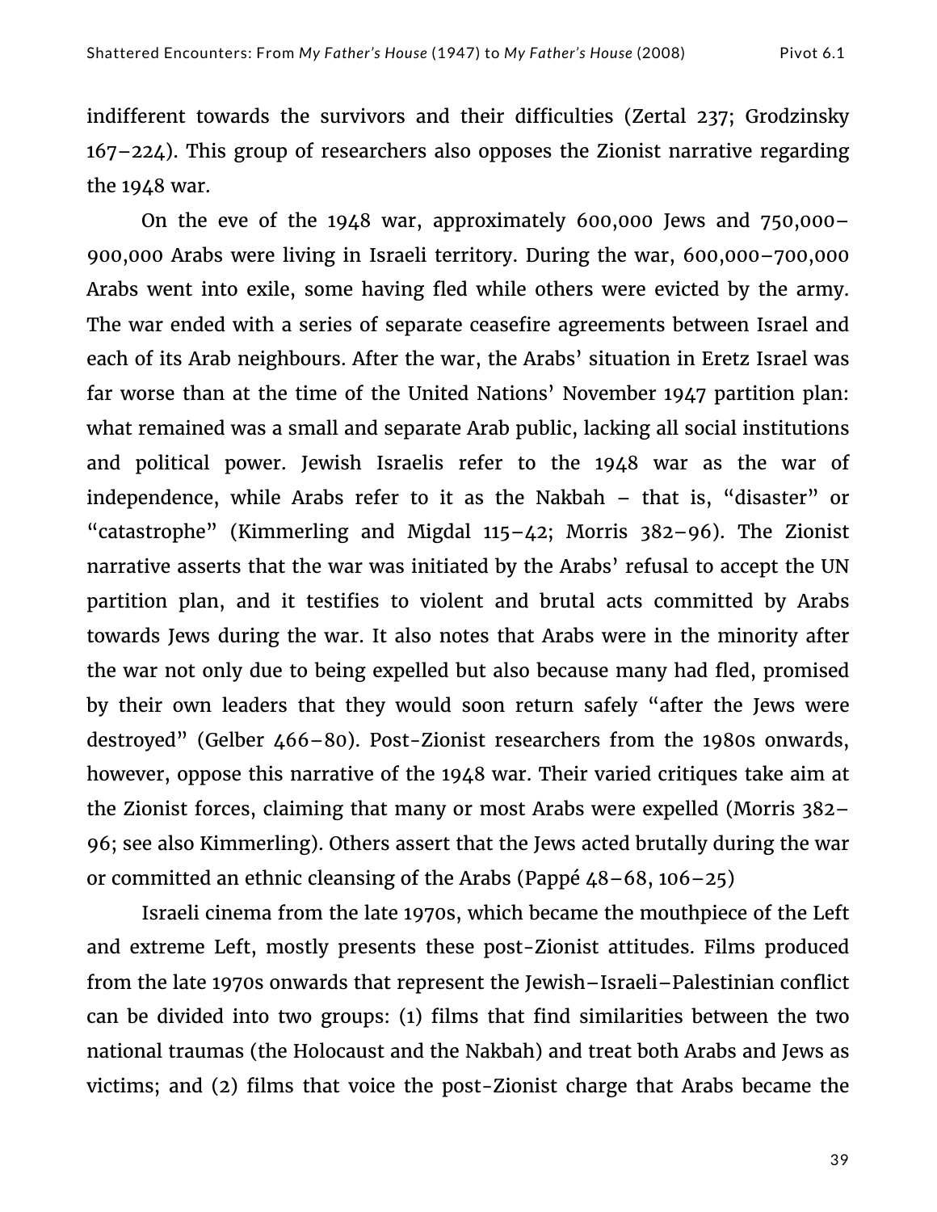indifferent towards the survivors and their difficulties (Zertal 237; Grodzinsky 167–224). This group of researchers also opposes the Zionist narrative regarding the 1948 war.

On the eve of the 1948 war, approximately 600,000 Jews and 750,000–900,000 Arabs were living in Israeli territory. During the war, 600,000–700,000 Arabs went into exile, some having fled while others were evicted by the army. The war ended with a series of separate ceasefire agreements between Israel and each of its Arab neighbours. After the war, the Arabs' situation in Eretz Israel was far worse than at the time of the United Nations' November 1947 partition plan: what remained was a small and separate Arab public, lacking all social institutions and political power. Jewish Israelis refer to the 1948 war as the war of independence, while Arabs refer to it as the Nakbah – that is, "disaster" or "catastrophe" (Kimmerling and Migdal 115–42; Morris 382–96). The Zionist narrative asserts that the war was initiated by the Arabs' refusal to accept the UN partition plan, and it testifies to violent and brutal acts committed by Arabs towards Jews during the war. It also notes that Arabs were in the minority after the war not only due to being expelled but also because many had fled, promised by their own leaders that they would soon return safely "after the Jews were destroyed" (Gelber 466–80). Post-Zionist researchers from the 1980s onwards, however, oppose this narrative of the 1948 war. Their varied critiques take aim at the Zionist forces, claiming that many or most Arabs were expelled (Morris 382–96; see also Kimmerling). Others assert that the Jews acted brutally during the war or committed an ethnic cleansing of the Arabs (Pappé 48–68, 106–25)

Israeli cinema from the late 1970s, which became the mouthpiece of the Left and extreme Left, mostly presents these post-Zionist attitudes. Films produced from the late 1970s onwards that represent the Jewish–Israeli–Palestinian conflict can be divided into two groups: (1) films that find similarities between the two national traumas (the Holocaust and the Nakbah) and treat both Arabs and Jews as victims; and (2) films that voice the post-Zionist charge that Arabs became the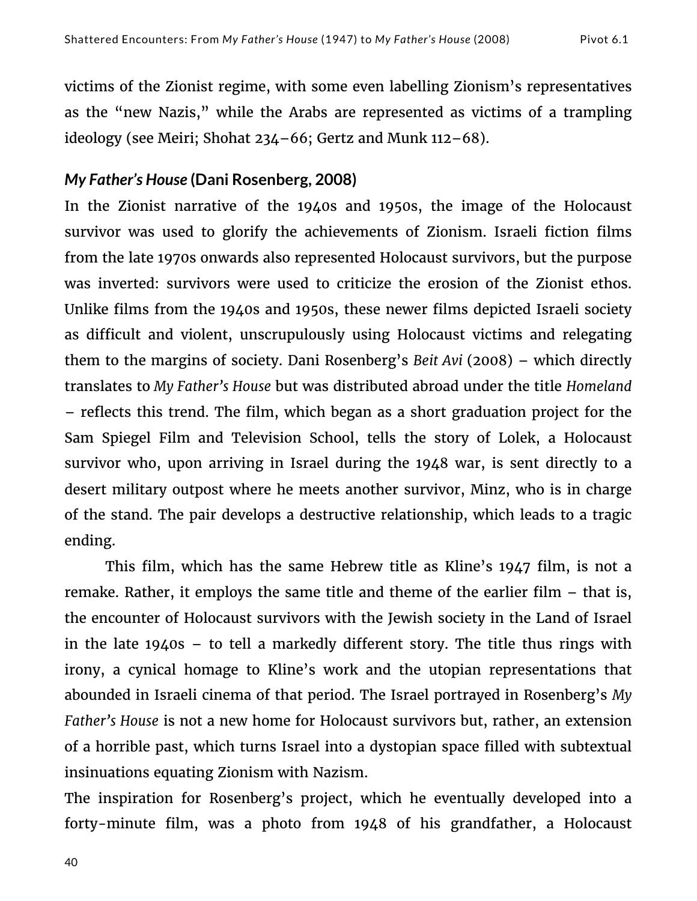victims of the Zionist regime, with some even labelling Zionism's representatives as the "new Nazis," while the Arabs are represented as victims of a trampling ideology (see Meiri; Shohat 234–66; Gertz and Munk 112–68).

### *My Father's House* (Dani Rosenberg, 2008)

In the Zionist narrative of the 1940s and 1950s, the image of the Holocaust survivor was used to glorify the achievements of Zionism. Israeli fiction films from the late 1970s onwards also represented Holocaust survivors, but the purpose was inverted: survivors were used to criticize the erosion of the Zionist ethos. Unlike films from the 1940s and 1950s, these newer films depicted Israeli society as difficult and violent, unscrupulously using Holocaust victims and relegating them to the margins of society. Dani Rosenberg's *Beit Avi* (2008) – which directly translates to *My Father's House* but was distributed abroad under the title *Homeland* – reflects this trend. The film, which began as a short graduation project for the Sam Spiegel Film and Television School, tells the story of Lolek, a Holocaust survivor who, upon arriving in Israel during the 1948 war, is sent directly to a desert military outpost where he meets another survivor, Minz, who is in charge of the stand. The pair develops a destructive relationship, which leads to a tragic ending.

This film, which has the same Hebrew title as Kline's 1947 film, is not a remake. Rather, it employs the same title and theme of the earlier film – that is, the encounter of Holocaust survivors with the Jewish society in the Land of Israel in the late 1940s – to tell a markedly different story. The title thus rings with irony, a cynical homage to Kline's work and the utopian representations that abounded in Israeli cinema of that period. The Israel portrayed in Rosenberg's *My Father's House* is not a new home for Holocaust survivors but, rather, an extension of a horrible past, which turns Israel into a dystopian space filled with subtextual insinuations equating Zionism with Nazism.

The inspiration for Rosenberg's project, which he eventually developed into a forty-minute film, was a photo from 1948 of his grandfather, a Holocaust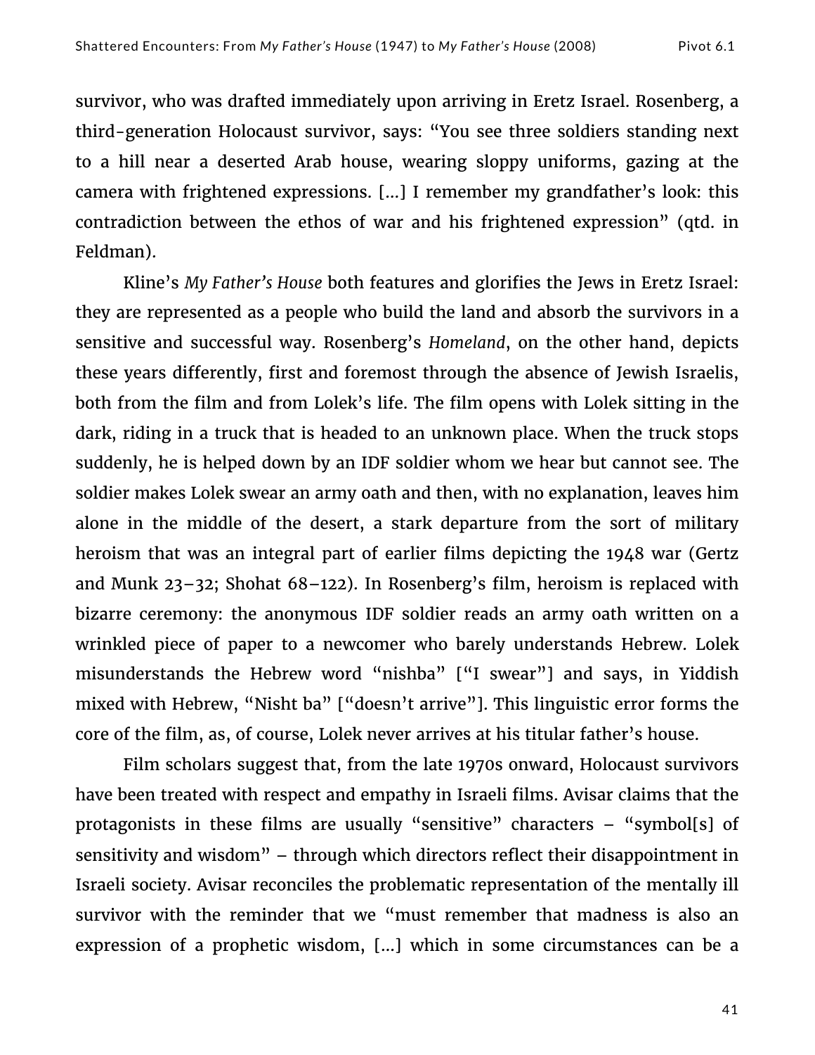survivor, who was drafted immediately upon arriving in Eretz Israel. Rosenberg, a third-generation Holocaust survivor, says: "You see three soldiers standing next to a hill near a deserted Arab house, wearing sloppy uniforms, gazing at the camera with frightened expressions. [...] I remember my grandfather's look: this contradiction between the ethos of war and his frightened expression" (qtd. in Feldman).

Kline's *My Father's House* both features and glorifies the Jews in Eretz Israel: they are represented as a people who build the land and absorb the survivors in a sensitive and successful way. Rosenberg's *Homeland*, on the other hand, depicts these years differently, first and foremost through the absence of Jewish Israelis, both from the film and from Lolek's life. The film opens with Lolek sitting in the dark, riding in a truck that is headed to an unknown place. When the truck stops suddenly, he is helped down by an IDF soldier whom we hear but cannot see. The soldier makes Lolek swear an army oath and then, with no explanation, leaves him alone in the middle of the desert, a stark departure from the sort of military heroism that was an integral part of earlier films depicting the 1948 war (Gertz and Munk 23–32; Shohat 68–122). In Rosenberg's film, heroism is replaced with bizarre ceremony: the anonymous IDF soldier reads an army oath written on a wrinkled piece of paper to a newcomer who barely understands Hebrew. Lolek misunderstands the Hebrew word "nishba" ["I swear"] and says, in Yiddish mixed with Hebrew, "Nisht ba" ["doesn't arrive"]. This linguistic error forms the core of the film, as, of course, Lolek never arrives at his titular father's house.

Film scholars suggest that, from the late 1970s onward, Holocaust survivors have been treated with respect and empathy in Israeli films. Avisar claims that the protagonists in these films are usually "sensitive" characters – "symbol[s] of sensitivity and wisdom" – through which directors reflect their disappointment in Israeli society. Avisar reconciles the problematic representation of the mentally ill survivor with the reminder that we "must remember that madness is also an expression of a prophetic wisdom, [...] which in some circumstances can be a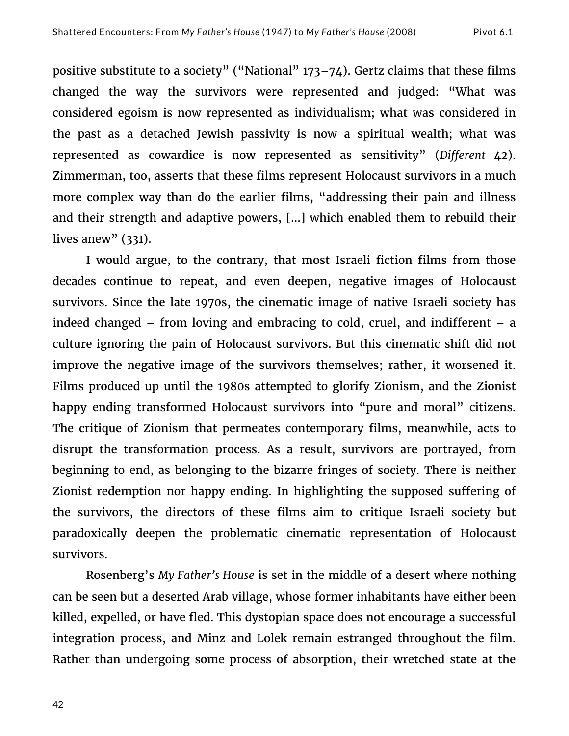positive substitute to a society" ("National" 173–74). Gertz claims that these films changed the way the survivors were represented and judged: "What was considered egoism is now represented as individualism; what was considered in the past as a detached Jewish passivity is now a spiritual wealth; what was represented as cowardice is now represented as sensitivity" (*Different* 42). Zimmerman, too, asserts that these films represent Holocaust survivors in a much more complex way than do the earlier films, "addressing their pain and illness and their strength and adaptive powers, [...] which enabled them to rebuild their lives anew" (331).

I would argue, to the contrary, that most Israeli fiction films from those decades continue to repeat, and even deepen, negative images of Holocaust survivors. Since the late 1970s, the cinematic image of native Israeli society has indeed changed – from loving and embracing to cold, cruel, and indifferent – a culture ignoring the pain of Holocaust survivors. But this cinematic shift did not improve the negative image of the survivors themselves; rather, it worsened it. Films produced up until the 1980s attempted to glorify Zionism, and the Zionist happy ending transformed Holocaust survivors into "pure and moral" citizens. The critique of Zionism that permeates contemporary films, meanwhile, acts to disrupt the transformation process. As a result, survivors are portrayed, from beginning to end, as belonging to the bizarre fringes of society. There is neither Zionist redemption nor happy ending. In highlighting the supposed suffering of the survivors, the directors of these films aim to critique Israeli society but paradoxically deepen the problematic cinematic representation of Holocaust survivors.

Rosenberg's *My Father's House* is set in the middle of a desert where nothing can be seen but a deserted Arab village, whose former inhabitants have either been killed, expelled, or have fled. This dystopian space does not encourage a successful integration process, and Minz and Lolek remain estranged throughout the film. Rather than undergoing some process of absorption, their wretched state at the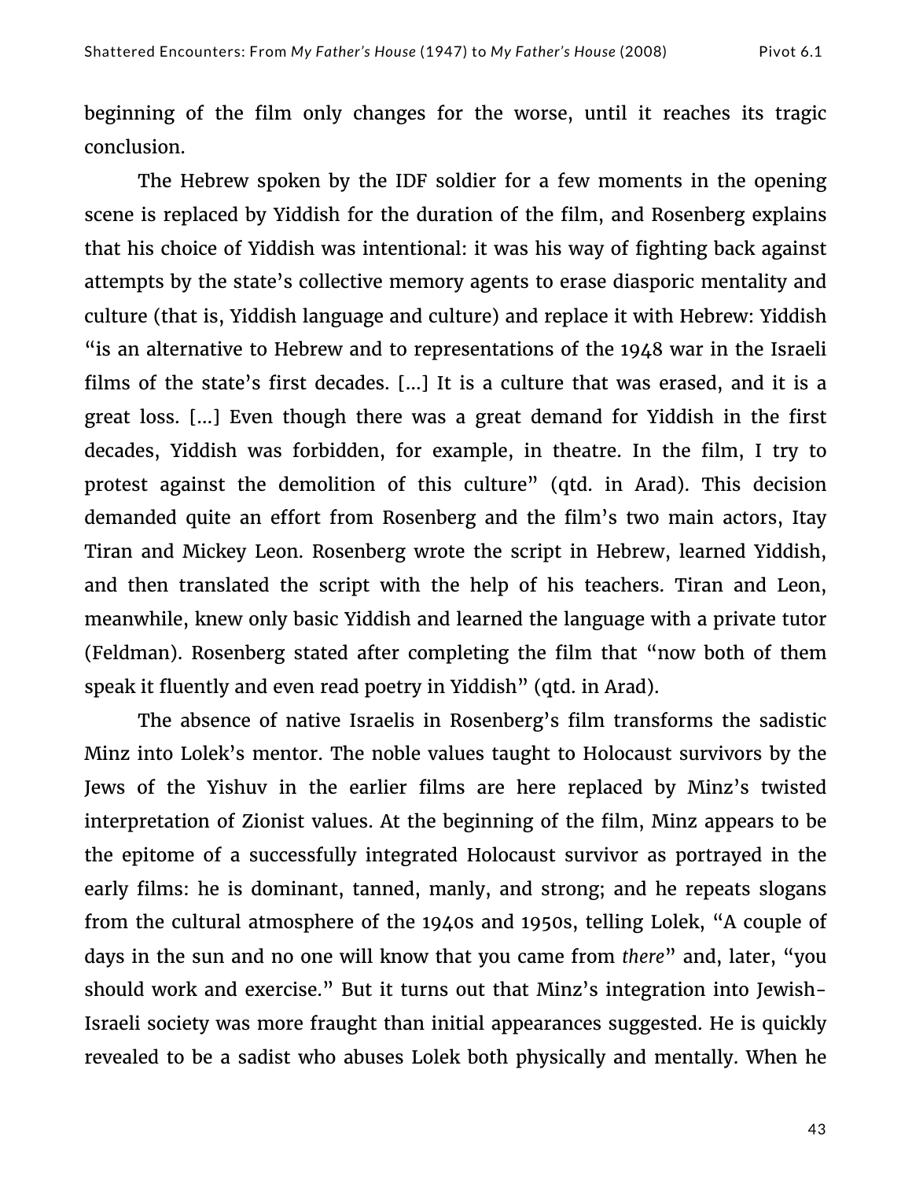beginning of the film only changes for the worse, until it reaches its tragic conclusion.

The Hebrew spoken by the IDF soldier for a few moments in the opening scene is replaced by Yiddish for the duration of the film, and Rosenberg explains that his choice of Yiddish was intentional: it was his way of fighting back against attempts by the state's collective memory agents to erase diasporic mentality and culture (that is, Yiddish language and culture) and replace it with Hebrew: Yiddish "is an alternative to Hebrew and to representations of the 1948 war in the Israeli films of the state's first decades. [...] It is a culture that was erased, and it is a great loss. [...] Even though there was a great demand for Yiddish in the first decades, Yiddish was forbidden, for example, in theatre. In the film, I try to protest against the demolition of this culture" (qtd. in Arad). This decision demanded quite an effort from Rosenberg and the film's two main actors, Itay Tiran and Mickey Leon. Rosenberg wrote the script in Hebrew, learned Yiddish, and then translated the script with the help of his teachers. Tiran and Leon, meanwhile, knew only basic Yiddish and learned the language with a private tutor (Feldman). Rosenberg stated after completing the film that "now both of them speak it fluently and even read poetry in Yiddish" (qtd. in Arad).

The absence of native Israelis in Rosenberg's film transforms the sadistic Minz into Lolek's mentor. The noble values taught to Holocaust survivors by the Jews of the Yishuv in the earlier films are here replaced by Minz's twisted interpretation of Zionist values. At the beginning of the film, Minz appears to be the epitome of a successfully integrated Holocaust survivor as portrayed in the early films: he is dominant, tanned, manly, and strong; and he repeats slogans from the cultural atmosphere of the 1940s and 1950s, telling Lolek, "A couple of days in the sun and no one will know that you came from *there*" and, later, "you should work and exercise." But it turns out that Minz's integration into Jewish-Israeli society was more fraught than initial appearances suggested. He is quickly revealed to be a sadist who abuses Lolek both physically and mentally. When he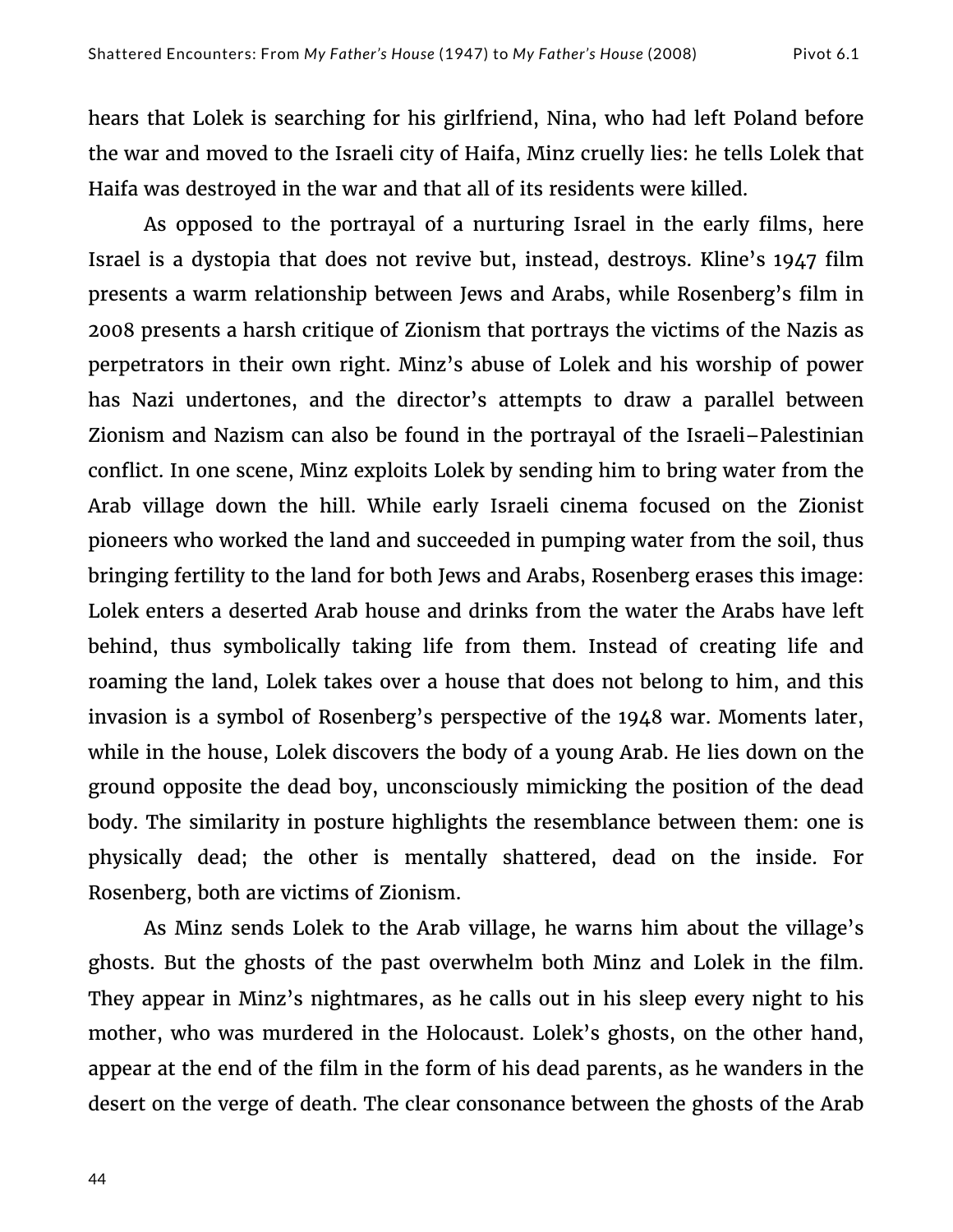hears that Lolek is searching for his girlfriend, Nina, who had left Poland before the war and moved to the Israeli city of Haifa, Minz cruelly lies: he tells Lolek that Haifa was destroyed in the war and that all of its residents were killed.

As opposed to the portrayal of a nurturing Israel in the early films, here Israel is a dystopia that does not revive but, instead, destroys. Kline's 1947 film presents a warm relationship between Jews and Arabs, while Rosenberg's film in 2008 presents a harsh critique of Zionism that portrays the victims of the Nazis as perpetrators in their own right. Minz's abuse of Lolek and his worship of power has Nazi undertones, and the director's attempts to draw a parallel between Zionism and Nazism can also be found in the portrayal of the Israeli–Palestinian conflict. In one scene, Minz exploits Lolek by sending him to bring water from the Arab village down the hill. While early Israeli cinema focused on the Zionist pioneers who worked the land and succeeded in pumping water from the soil, thus bringing fertility to the land for both Jews and Arabs, Rosenberg erases this image: Lolek enters a deserted Arab house and drinks from the water the Arabs have left behind, thus symbolically taking life from them. Instead of creating life and roaming the land, Lolek takes over a house that does not belong to him, and this invasion is a symbol of Rosenberg's perspective of the 1948 war. Moments later, while in the house, Lolek discovers the body of a young Arab. He lies down on the ground opposite the dead boy, unconsciously mimicking the position of the dead body. The similarity in posture highlights the resemblance between them: one is physically dead; the other is mentally shattered, dead on the inside. For Rosenberg, both are victims of Zionism.

As Minz sends Lolek to the Arab village, he warns him about the village's ghosts. But the ghosts of the past overwhelm both Minz and Lolek in the film. They appear in Minz's nightmares, as he calls out in his sleep every night to his mother, who was murdered in the Holocaust. Lolek's ghosts, on the other hand, appear at the end of the film in the form of his dead parents, as he wanders in the desert on the verge of death. The clear consonance between the ghosts of the Arab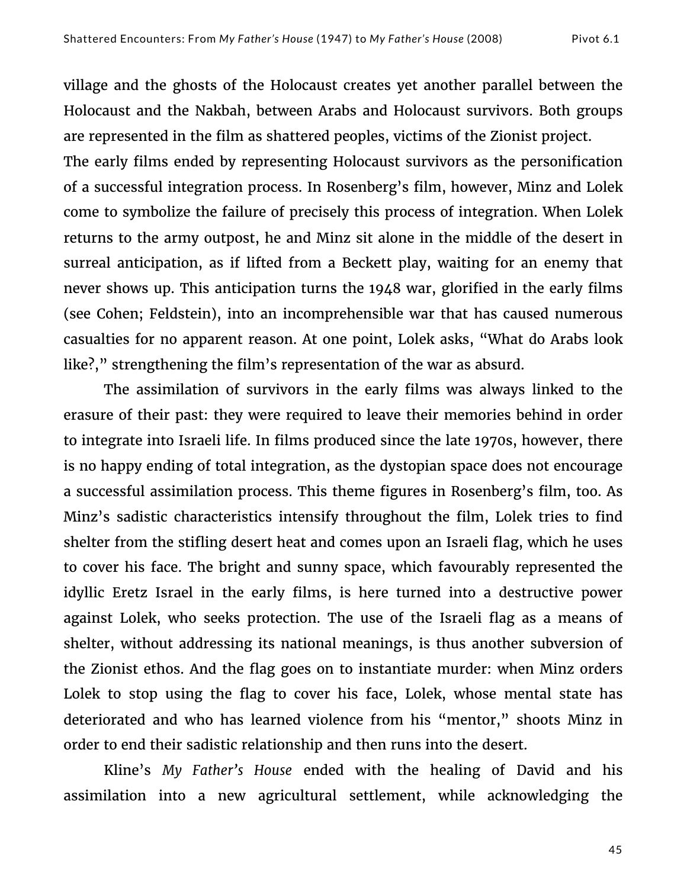village and the ghosts of the Holocaust creates yet another parallel between the Holocaust and the Nakbah, between Arabs and Holocaust survivors. Both groups are represented in the film as shattered peoples, victims of the Zionist project.

The early films ended by representing Holocaust survivors as the personification of a successful integration process. In Rosenberg's film, however, Minz and Lolek come to symbolize the failure of precisely this process of integration. When Lolek returns to the army outpost, he and Minz sit alone in the middle of the desert in surreal anticipation, as if lifted from a Beckett play, waiting for an enemy that never shows up. This anticipation turns the 1948 war, glorified in the early films (see Cohen; Feldstein), into an incomprehensible war that has caused numerous casualties for no apparent reason. At one point, Lolek asks, "What do Arabs look like?," strengthening the film's representation of the war as absurd.

The assimilation of survivors in the early films was always linked to the erasure of their past: they were required to leave their memories behind in order to integrate into Israeli life. In films produced since the late 1970s, however, there is no happy ending of total integration, as the dystopian space does not encourage a successful assimilation process. This theme figures in Rosenberg's film, too. As Minz's sadistic characteristics intensify throughout the film, Lolek tries to find shelter from the stifling desert heat and comes upon an Israeli flag, which he uses to cover his face. The bright and sunny space, which favourably represented the idyllic Eretz Israel in the early films, is here turned into a destructive power against Lolek, who seeks protection. The use of the Israeli flag as a means of shelter, without addressing its national meanings, is thus another subversion of the Zionist ethos. And the flag goes on to instantiate murder: when Minz orders Lolek to stop using the flag to cover his face, Lolek, whose mental state has deteriorated and who has learned violence from his "mentor," shoots Minz in order to end their sadistic relationship and then runs into the desert.

Kline's *My Father's House* ended with the healing of David and his assimilation into a new agricultural settlement, while acknowledging the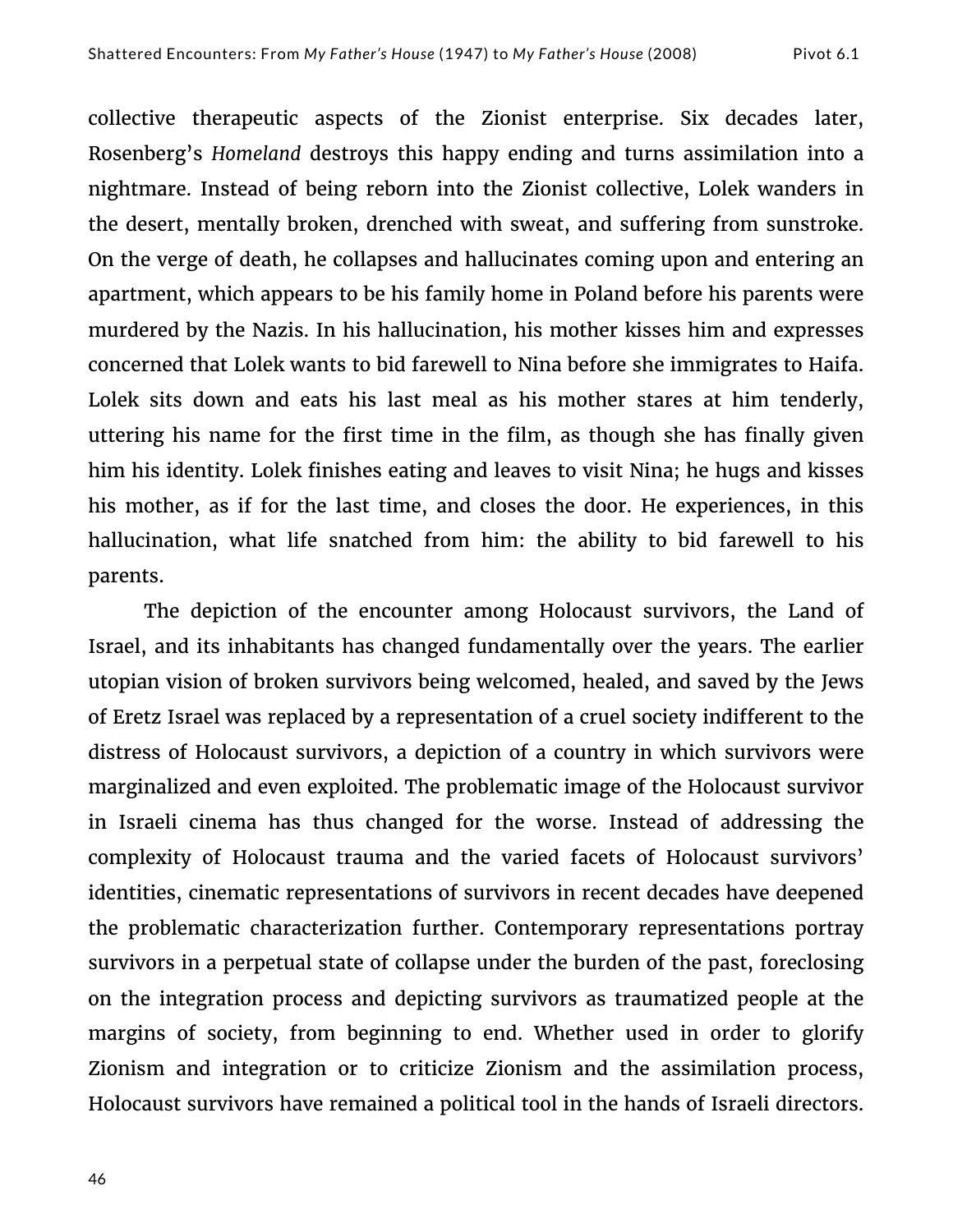collective therapeutic aspects of the Zionist enterprise. Six decades later, Rosenberg's *Homeland* destroys this happy ending and turns assimilation into a nightmare. Instead of being reborn into the Zionist collective, Lolek wanders in the desert, mentally broken, drenched with sweat, and suffering from sunstroke. On the verge of death, he collapses and hallucinates coming upon and entering an apartment, which appears to be his family home in Poland before his parents were murdered by the Nazis. In his hallucination, his mother kisses him and expresses concerned that Lolek wants to bid farewell to Nina before she immigrates to Haifa. Lolek sits down and eats his last meal as his mother stares at him tenderly, uttering his name for the first time in the film, as though she has finally given him his identity. Lolek finishes eating and leaves to visit Nina; he hugs and kisses his mother, as if for the last time, and closes the door. He experiences, in this hallucination, what life snatched from him: the ability to bid farewell to his parents.

The depiction of the encounter among Holocaust survivors, the Land of Israel, and its inhabitants has changed fundamentally over the years. The earlier utopian vision of broken survivors being welcomed, healed, and saved by the Jews of Eretz Israel was replaced by a representation of a cruel society indifferent to the distress of Holocaust survivors, a depiction of a country in which survivors were marginalized and even exploited. The problematic image of the Holocaust survivor in Israeli cinema has thus changed for the worse. Instead of addressing the complexity of Holocaust trauma and the varied facets of Holocaust survivors' identities, cinematic representations of survivors in recent decades have deepened the problematic characterization further. Contemporary representations portray survivors in a perpetual state of collapse under the burden of the past, foreclosing on the integration process and depicting survivors as traumatized people at the margins of society, from beginning to end. Whether used in order to glorify Zionism and integration or to criticize Zionism and the assimilation process, Holocaust survivors have remained a political tool in the hands of Israeli directors.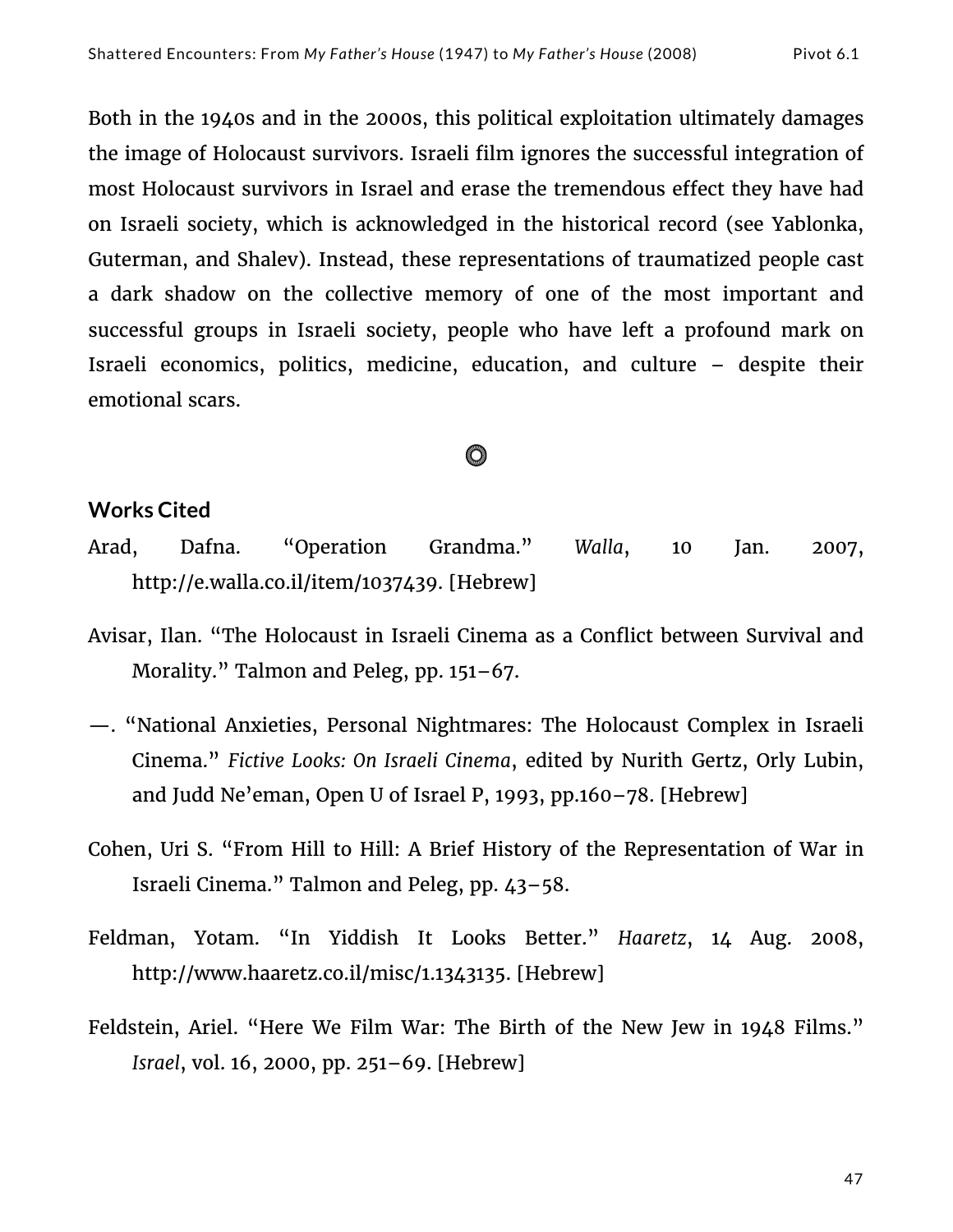Both in the 1940s and in the 2000s, this political exploitation ultimately damages the image of Holocaust survivors. Israeli film ignores the successful integration of most Holocaust survivors in Israel and erase the tremendous effect they have had on Israeli society, which is acknowledged in the historical record (see Yablonka, Guterman, and Shalev). Instead, these representations of traumatized people cast a dark shadow on the collective memory of one of the most important and successful groups in Israeli society, people who have left a profound mark on Israeli economics, politics, medicine, education, and culture – despite their emotional scars.

## Works Cited

Arad, Dafna. "Operation Grandma." *Walla*, 10 Jan. 2007, http://e.walla.co.il/item/1037439. [Hebrew]

Avisar, Ilan. "The Holocaust in Israeli Cinema as a Conflict between Survival and Morality." Talmon and Peleg, pp. 151–67.

—. "National Anxieties, Personal Nightmares: The Holocaust Complex in Israeli Cinema." *Fictive Looks: On Israeli Cinema*, edited by Nurith Gertz, Orly Lubin, and Judd Ne'eman, Open U of Israel P, 1993, pp.160–78. [Hebrew]

Cohen, Uri S. "From Hill to Hill: A Brief History of the Representation of War in Israeli Cinema." Talmon and Peleg, pp. 43–58.

Feldman, Yotam. "In Yiddish It Looks Better." *Haaretz*, 14 Aug. 2008, http://www.haaretz.co.il/misc/1.1343135. [Hebrew]

Feldstein, Ariel. "Here We Film War: The Birth of the New Jew in 1948 Films." *Israel*, vol. 16, 2000, pp. 251–69. [Hebrew]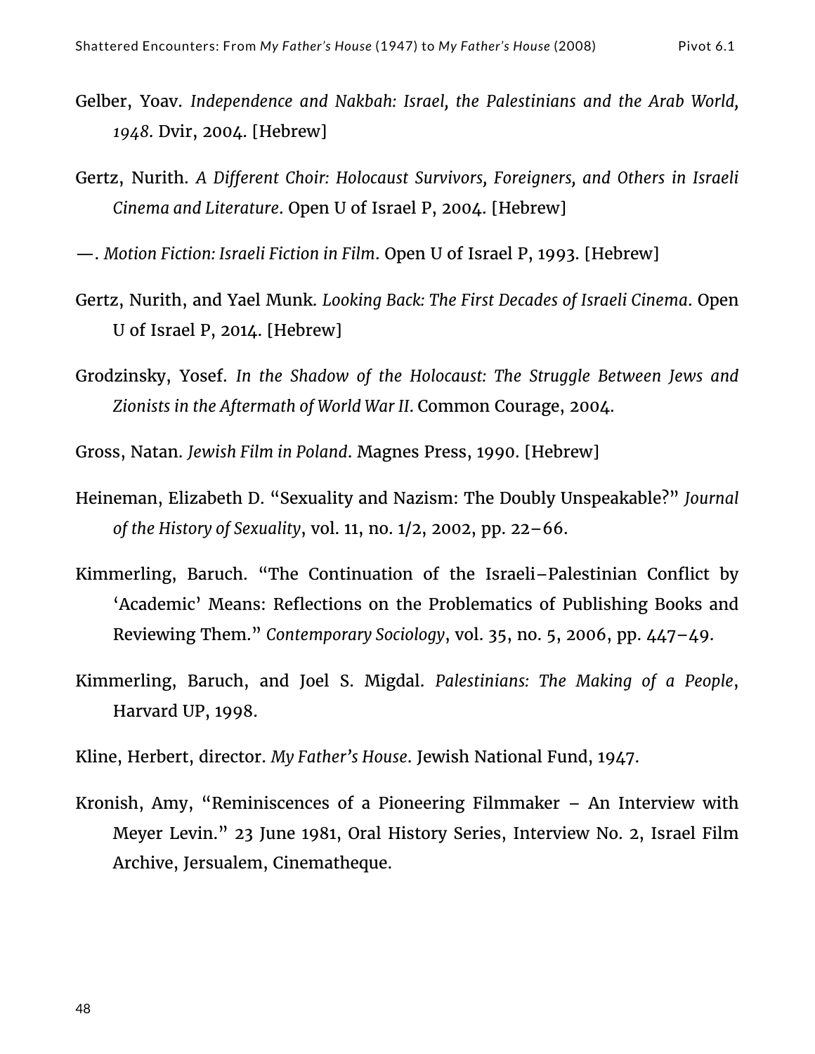Gelber, Yoav. *Independence and Nakbah: Israel, the Palestinians and the Arab World, 1948*. Dvir, 2004. [Hebrew]

Gertz, Nurith. *A Different Choir: Holocaust Survivors, Foreigners, and Others in Israeli Cinema and Literature*. Open U of Israel P, 2004. [Hebrew]

—. *Motion Fiction: Israeli Fiction in Film*. Open U of Israel P, 1993. [Hebrew]

Gertz, Nurith, and Yael Munk. *Looking Back: The First Decades of Israeli Cinema*. Open U of Israel P, 2014. [Hebrew]

Grodzinsky, Yosef. *In the Shadow of the Holocaust: The Struggle Between Jews and Zionists in the Aftermath of World War II*. Common Courage, 2004.

Gross, Natan. *Jewish Film in Poland*. Magnes Press, 1990. [Hebrew]

Heineman, Elizabeth D. "Sexuality and Nazism: The Doubly Unspeakable?" *Journal of the History of Sexuality*, vol. 11, no. 1/2, 2002, pp. 22–66.

Kimmerling, Baruch. "The Continuation of the Israeli–Palestinian Conflict by 'Academic' Means: Reflections on the Problematics of Publishing Books and Reviewing Them." *Contemporary Sociology*, vol. 35, no. 5, 2006, pp. 447–49.

Kimmerling, Baruch, and Joel S. Migdal. *Palestinians: The Making of a People*, Harvard UP, 1998.

Kline, Herbert, director. *My Father's House*. Jewish National Fund, 1947.

Kronish, Amy, "Reminiscences of a Pioneering Filmmaker – An Interview with Meyer Levin." 23 June 1981, Oral History Series, Interview No. 2, Israel Film Archive, Jersualem, Cinematheque.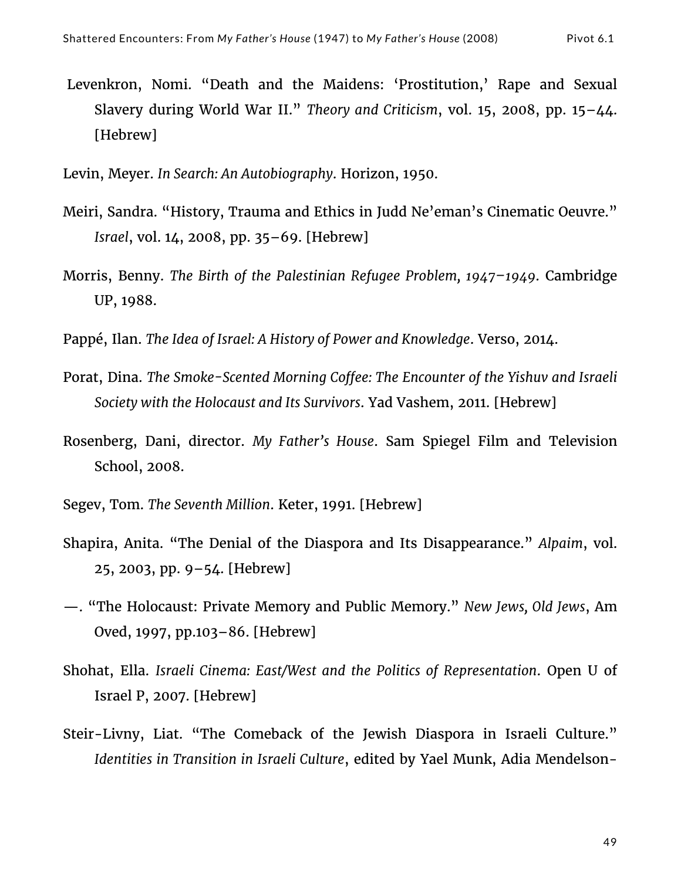Levenkron, Nomi. “Death and the Maidens: ‘Prostitution,’ Rape and Sexual Slavery during World War II.” *Theory and Criticism*, vol. 15, 2008, pp. 15–44. [Hebrew]

Levin, Meyer. *In Search: An Autobiography*. Horizon, 1950.

Meiri, Sandra. “History, Trauma and Ethics in Judd Ne’eman’s Cinematic Oeuvre.” *Israel*, vol. 14, 2008, pp. 35–69. [Hebrew]

Morris, Benny. *The Birth of the Palestinian Refugee Problem, 1947–1949*. Cambridge UP, 1988.

Pappé, Ilan. *The Idea of Israel: A History of Power and Knowledge*. Verso, 2014.

Porat, Dina. *The Smoke-Scented Morning Coffee: The Encounter of the Yishuv and Israeli Society with the Holocaust and Its Survivors*. Yad Vashem, 2011. [Hebrew]

Rosenberg, Dani, director. *My Father’s House*. Sam Spiegel Film and Television School, 2008.

Segev, Tom. *The Seventh Million*. Keter, 1991. [Hebrew]

Shapira, Anita. “The Denial of the Diaspora and Its Disappearance.” *Alpaim*, vol. 25, 2003, pp. 9–54. [Hebrew]

—. “The Holocaust: Private Memory and Public Memory.” *New Jews, Old Jews*, Am Oved, 1997, pp.103–86. [Hebrew]

Shohat, Ella. *Israeli Cinema: East/West and the Politics of Representation*. Open U of Israel P, 2007. [Hebrew]

Steir-Livny, Liat. “The Comeback of the Jewish Diaspora in Israeli Culture.” *Identities in Transition in Israeli Culture*, edited by Yael Munk, Adia Mendelson-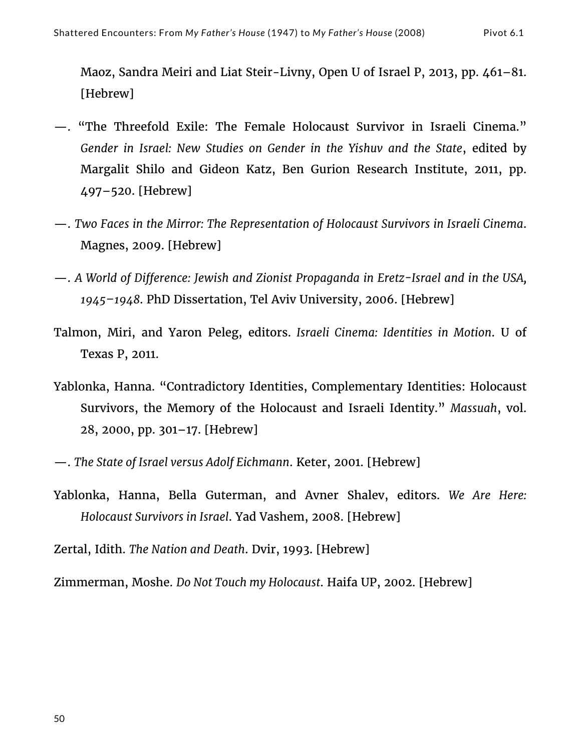Maoz, Sandra Meiri and Liat Steir-Livny, Open U of Israel P, 2013, pp. 461–81. [Hebrew]

—. "The Threefold Exile: The Female Holocaust Survivor in Israeli Cinema." *Gender in Israel: New Studies on Gender in the Yishuv and the State*, edited by Margalit Shilo and Gideon Katz, Ben Gurion Research Institute, 2011, pp. 497–520. [Hebrew]

—. *Two Faces in the Mirror: The Representation of Holocaust Survivors in Israeli Cinema*. Magnes, 2009. [Hebrew]

—. *A World of Difference: Jewish and Zionist Propaganda in Eretz-Israel and in the USA, 1945–1948*. PhD Dissertation, Tel Aviv University, 2006. [Hebrew]

Talmon, Miri, and Yaron Peleg, editors. *Israeli Cinema: Identities in Motion*. U of Texas P, 2011.

Yablonka, Hanna. "Contradictory Identities, Complementary Identities: Holocaust Survivors, the Memory of the Holocaust and Israeli Identity." *Massuah*, vol. 28, 2000, pp. 301–17. [Hebrew]

—. *The State of Israel versus Adolf Eichmann*. Keter, 2001. [Hebrew]

Yablonka, Hanna, Bella Guterman, and Avner Shalev, editors. *We Are Here: Holocaust Survivors in Israel*. Yad Vashem, 2008. [Hebrew]

Zertal, Idith. *The Nation and Death*. Dvir, 1993. [Hebrew]

Zimmerman, Moshe. *Do Not Touch my Holocaust*. Haifa UP, 2002. [Hebrew]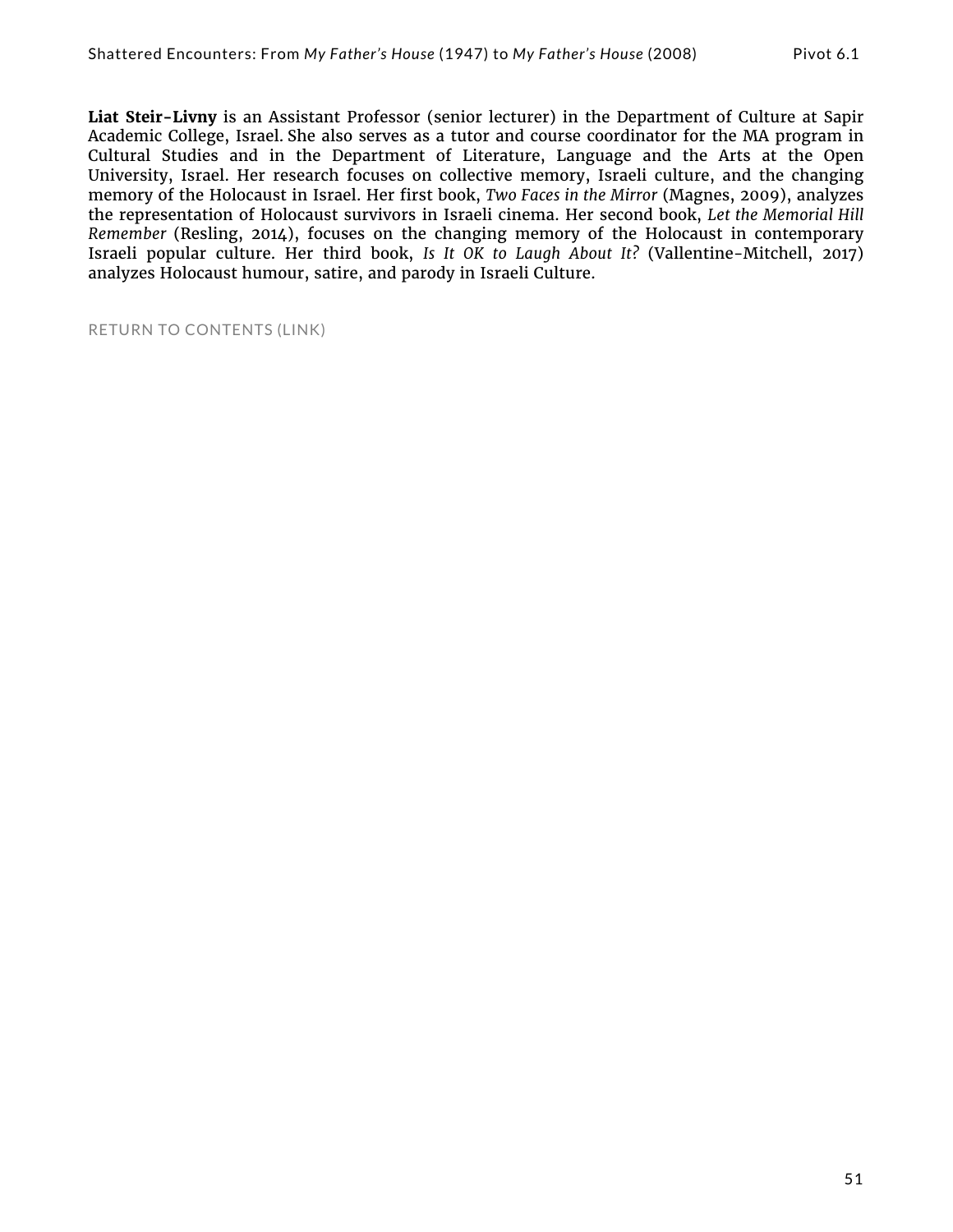**Liat Steir-Livny** is an Assistant Professor (senior lecturer) in the Department of Culture at Sapir Academic College, Israel. She also serves as a tutor and course coordinator for the MA program in Cultural Studies and in the Department of Literature, Language and the Arts at the Open University, Israel. Her research focuses on collective memory, Israeli culture, and the changing memory of the Holocaust in Israel. Her first book, *Two Faces in the Mirror* (Magnes, 2009), analyzes the representation of Holocaust survivors in Israeli cinema. Her second book, *Let the Memorial Hill Remember* (Resling, 2014), focuses on the changing memory of the Holocaust in contemporary Israeli popular culture. Her third book, *Is It OK to Laugh About It?* (Vallentine-Mitchell, 2017) analyzes Holocaust humour, satire, and parody in Israeli Culture.

RETURN TO CONTENTS (LINK)